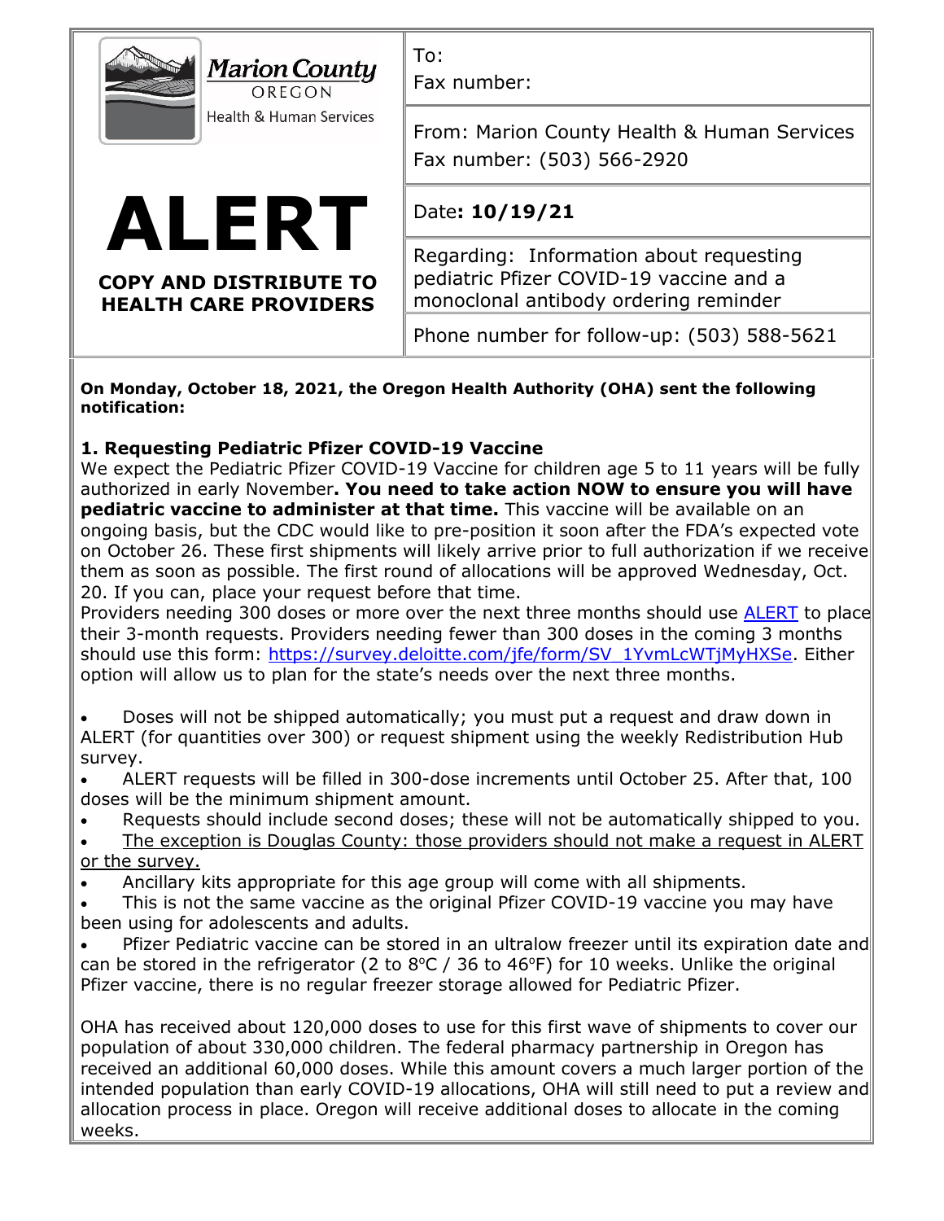| Marion County OREGON Health & Human Services | To: Fax number: |
|---|---|
| | From: Marion County Health & Human Services Fax number: (503) 566-2920 |
| **ALERT** | Date: **10/19/21** |
| **COPY AND DISTRIBUTE TO HEALTH CARE PROVIDERS** | Regarding: Information about requesting pediatric Pfizer COVID-19 vaccine and a monoclonal antibody ordering reminder |
| | Phone number for follow-up: (503) 588-5621 |

**On Monday, October 18, 2021, the Oregon Health Authority (OHA) sent the following notification:**

**1. Requesting Pediatric Pfizer COVID-19 Vaccine**

We expect the Pediatric Pfizer COVID-19 Vaccine for children age 5 to 11 years will be fully authorized in early November**. You need to take action NOW to ensure you will have pediatric vaccine to administer at that time.** This vaccine will be available on an ongoing basis, but the CDC would like to pre-position it soon after the FDA's expected vote on October 26. These first shipments will likely arrive prior to full authorization if we receive them as soon as possible. The first round of allocations will be approved Wednesday, Oct. 20. If you can, place your request before that time.

Providers needing 300 doses or more over the next three months should use [ALERT]() to place their 3-month requests. Providers needing fewer than 300 doses in the coming 3 months should use this form: https://survey.deloitte.com/jfe/form/SV_1YvmLcWTjMyHXSe. Either option will allow us to plan for the state's needs over the next three months.

- Doses will not be shipped automatically; you must put a request and draw down in ALERT (for quantities over 300) or request shipment using the weekly Redistribution Hub survey.
- ALERT requests will be filled in 300-dose increments until October 25. After that, 100 doses will be the minimum shipment amount.
- Requests should include second doses; these will not be automatically shipped to you.
- <u>The exception is Douglas County: those providers should not make a request in ALERT or the survey.</u>
- Ancillary kits appropriate for this age group will come with all shipments.
- This is not the same vaccine as the original Pfizer COVID-19 vaccine you may have been using for adolescents and adults.
- Pfizer Pediatric vaccine can be stored in an ultralow freezer until its expiration date and can be stored in the refrigerator (2 to 8ºC / 36 to 46ºF) for 10 weeks. Unlike the original Pfizer vaccine, there is no regular freezer storage allowed for Pediatric Pfizer.

OHA has received about 120,000 doses to use for this first wave of shipments to cover our population of about 330,000 children. The federal pharmacy partnership in Oregon has received an additional 60,000 doses. While this amount covers a much larger portion of the intended population than early COVID-19 allocations, OHA will still need to put a review and allocation process in place. Oregon will receive additional doses to allocate in the coming weeks.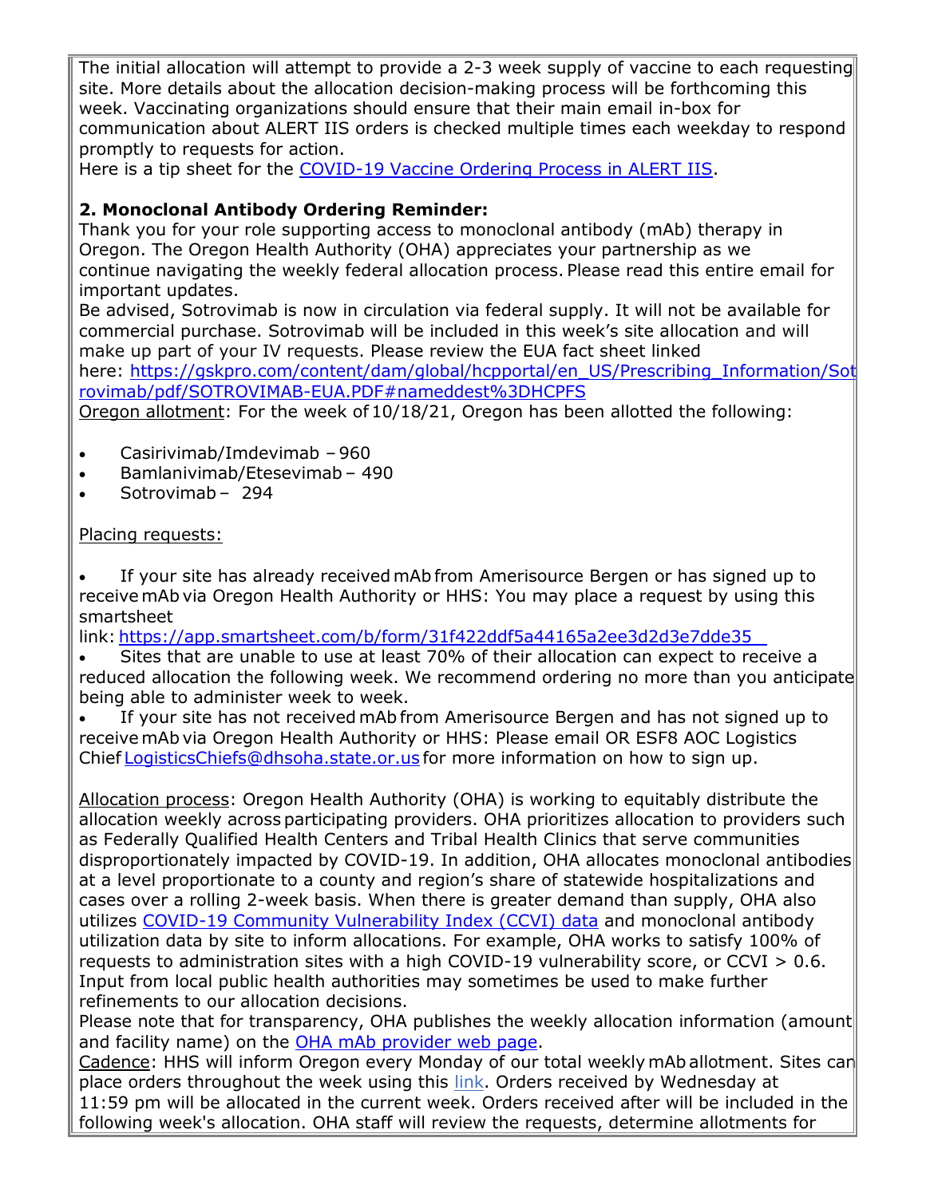The initial allocation will attempt to provide a 2-3 week supply of vaccine to each requesting site. More details about the allocation decision-making process will be forthcoming this week. Vaccinating organizations should ensure that their main email in-box for communication about ALERT IIS orders is checked multiple times each weekday to respond promptly to requests for action.
Here is a tip sheet for the [COVID-19 Vaccine Ordering Process in ALERT IIS](#).

**2. Monoclonal Antibody Ordering Reminder:**
Thank you for your role supporting access to monoclonal antibody (mAb) therapy in Oregon. The Oregon Health Authority (OHA) appreciates your partnership as we continue navigating the weekly federal allocation process. Please read this entire email for important updates.
Be advised, Sotrovimab is now in circulation via federal supply. It will not be available for commercial purchase. Sotrovimab will be included in this week's site allocation and will make up part of your IV requests. Please review the EUA fact sheet linked here: https://gskpro.com/content/dam/global/hcpportal/en_US/Prescribing_Information/Sotrovimab/pdf/SOTROVIMAB-EUA.PDF#nameddest%3DHCPFS
Oregon allotment: For the week of 10/18/21, Oregon has been allotted the following:

- Casirivimab/Imdevimab – 960
- Bamlanivimab/Etesevimab – 490
- Sotrovimab – 294

Placing requests:

- If your site has already received mAb from Amerisource Bergen or has signed up to receive mAb via Oregon Health Authority or HHS: You may place a request by using this smartsheet link: https://app.smartsheet.com/b/form/31f422ddf5a44165a2ee3d2d3e7dde35
- Sites that are unable to use at least 70% of their allocation can expect to receive a reduced allocation the following week. We recommend ordering no more than you anticipate being able to administer week to week.
- If your site has not received mAb from Amerisource Bergen and has not signed up to receive mAb via Oregon Health Authority or HHS: Please email OR ESF8 AOC Logistics Chief LogisticsChiefs@dhsoha.state.or.us for more information on how to sign up.

Allocation process: Oregon Health Authority (OHA) is working to equitably distribute the allocation weekly across participating providers. OHA prioritizes allocation to providers such as Federally Qualified Health Centers and Tribal Health Clinics that serve communities disproportionately impacted by COVID-19. In addition, OHA allocates monoclonal antibodies at a level proportionate to a county and region's share of statewide hospitalizations and cases over a rolling 2-week basis. When there is greater demand than supply, OHA also utilizes [COVID-19 Community Vulnerability Index (CCVI) data](#) and monoclonal antibody utilization data by site to inform allocations. For example, OHA works to satisfy 100% of requests to administration sites with a high COVID-19 vulnerability score, or CCVI > 0.6. Input from local public health authorities may sometimes be used to make further refinements to our allocation decisions.
Please note that for transparency, OHA publishes the weekly allocation information (amount and facility name) on the [OHA mAb provider web page](#).
Cadence: HHS will inform Oregon every Monday of our total weekly mAb allotment. Sites can place orders throughout the week using this [link](#). Orders received by Wednesday at 11:59 pm will be allocated in the current week. Orders received after will be included in the following week's allocation. OHA staff will review the requests, determine allotments for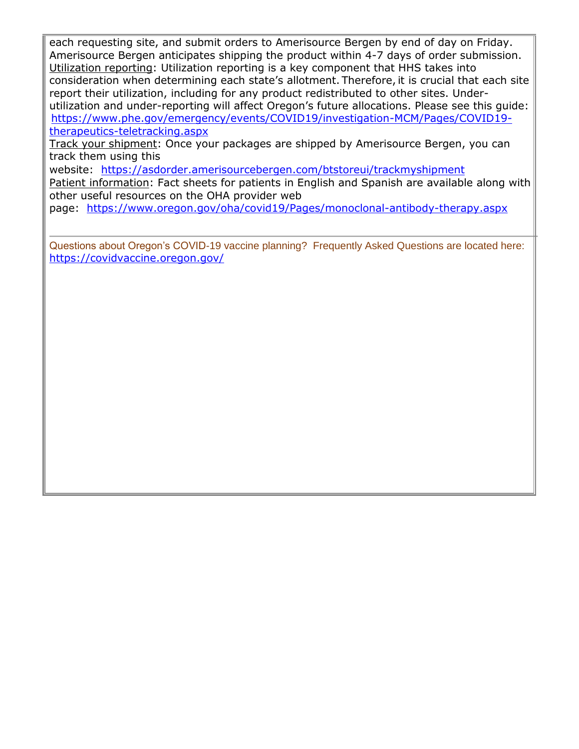each requesting site, and submit orders to Amerisource Bergen by end of day on Friday. Amerisource Bergen anticipates shipping the product within 4-7 days of order submission.

Utilization reporting: Utilization reporting is a key component that HHS takes into consideration when determining each state's allotment. Therefore, it is crucial that each site report their utilization, including for any product redistributed to other sites. Under-utilization and under-reporting will affect Oregon's future allocations. Please see this guide: https://www.phe.gov/emergency/events/COVID19/investigation-MCM/Pages/COVID19-therapeutics-teletracking.aspx

Track your shipment: Once your packages are shipped by Amerisource Bergen, you can track them using this website: https://asdorder.amerisourcebergen.com/btstoreui/trackmyshipment

Patient information: Fact sheets for patients in English and Spanish are available along with other useful resources on the OHA provider web page: https://www.oregon.gov/oha/covid19/Pages/monoclonal-antibody-therapy.aspx

---

Questions about Oregon's COVID-19 vaccine planning? Frequently Asked Questions are located here: https://covidvaccine.oregon.gov/